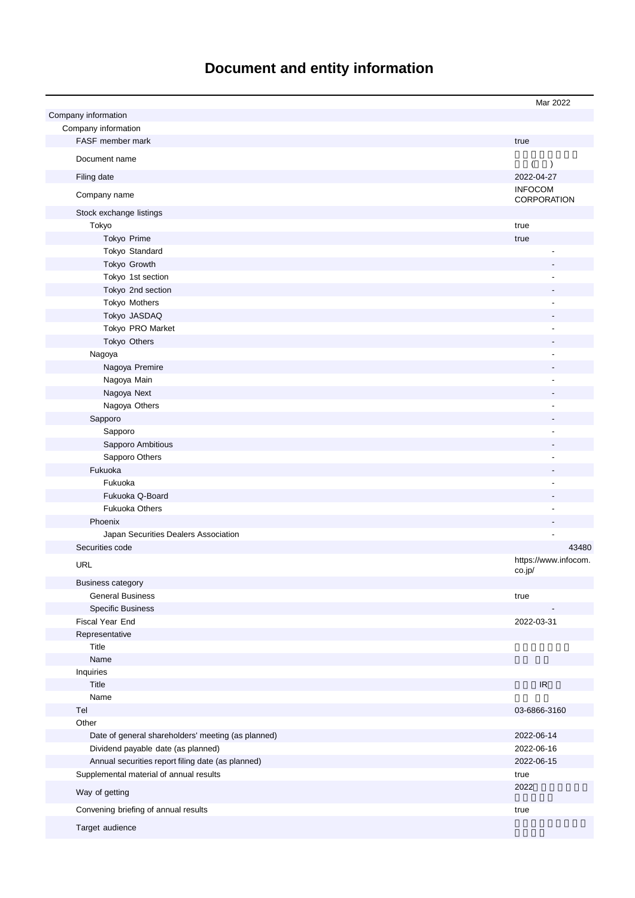# Document and entity information

| | Mar 2022 |
|---|---|
| Company information | |
| Company information | |
| FASF member mark | true |
| Document name | ( ) |
| Filing date | 2022-04-27 |
| Company name | INFOCOM CORPORATION |
| Stock exchange listings | |
| Tokyo | true |
| Tokyo Prime | true |
| Tokyo Standard | - |
| Tokyo Growth | - |
| Tokyo 1st section | - |
| Tokyo 2nd section | - |
| Tokyo Mothers | - |
| Tokyo JASDAQ | - |
| Tokyo PRO Market | - |
| Tokyo Others | - |
| Nagoya | - |
| Nagoya Premire | - |
| Nagoya Main | - |
| Nagoya Next | - |
| Nagoya Others | - |
| Sapporo | - |
| Sapporo | - |
| Sapporo Ambitious | - |
| Sapporo Others | - |
| Fukuoka | - |
| Fukuoka | - |
| Fukuoka Q-Board | - |
| Fukuoka Others | - |
| Phoenix | - |
| Japan Securities Dealers Association | - |
| Securities code | 43480 |
| URL | https://www.infocom.co.jp/ |
| Business category | |
| General Business | true |
| Specific Business | - |
| Fiscal Year End | 2022-03-31 |
| Representative | |
| Title | |
| Name | |
| Inquiries | |
| Title | IR |
| Name | |
| Tel | 03-6866-3160 |
| Other | |
| Date of general shareholders' meeting (as planned) | 2022-06-14 |
| Dividend payable date (as planned) | 2022-06-16 |
| Annual securities report filing date (as planned) | 2022-06-15 |
| Supplemental material of annual results | true |
| Way of getting | 2022 |
| Convening briefing of annual results | true |
| Target audience | |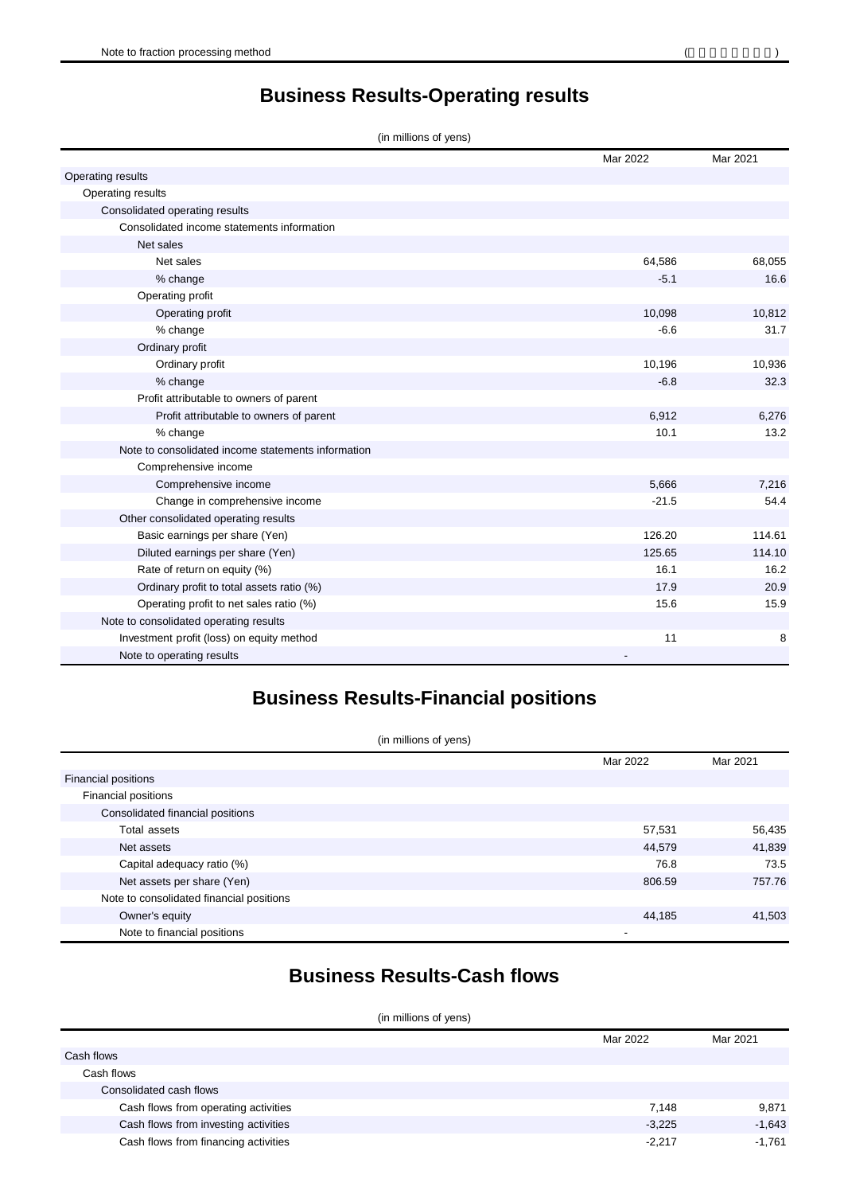Note to fraction processing method

# Business Results-Operating results

(in millions of yens)

| | Mar 2022 | Mar 2021 |
|---|---|---|
| Operating results | | |
| Operating results | | |
| Consolidated operating results | | |
| Consolidated income statements information | | |
| Net sales | | |
| Net sales | 64,586 | 68,055 |
| % change | -5.1 | 16.6 |
| Operating profit | | |
| Operating profit | 10,098 | 10,812 |
| % change | -6.6 | 31.7 |
| Ordinary profit | | |
| Ordinary profit | 10,196 | 10,936 |
| % change | -6.8 | 32.3 |
| Profit attributable to owners of parent | | |
| Profit attributable to owners of parent | 6,912 | 6,276 |
| % change | 10.1 | 13.2 |
| Note to consolidated income statements information | | |
| Comprehensive income | | |
| Comprehensive income | 5,666 | 7,216 |
| Change in comprehensive income | -21.5 | 54.4 |
| Other consolidated operating results | | |
| Basic earnings per share (Yen) | 126.20 | 114.61 |
| Diluted earnings per share (Yen) | 125.65 | 114.10 |
| Rate of return on equity (%) | 16.1 | 16.2 |
| Ordinary profit to total assets ratio (%) | 17.9 | 20.9 |
| Operating profit to net sales ratio (%) | 15.6 | 15.9 |
| Note to consolidated operating results | | |
| Investment profit (loss) on equity method | 11 | 8 |
| Note to operating results | - | |

# Business Results-Financial positions

(in millions of yens)

| | Mar 2022 | Mar 2021 |
|---|---|---|
| Financial positions | | |
| Financial positions | | |
| Consolidated financial positions | | |
| Total assets | 57,531 | 56,435 |
| Net assets | 44,579 | 41,839 |
| Capital adequacy ratio (%) | 76.8 | 73.5 |
| Net assets per share (Yen) | 806.59 | 757.76 |
| Note to consolidated financial positions | | |
| Owner's equity | 44,185 | 41,503 |
| Note to financial positions | - | |

# Business Results-Cash flows

(in millions of yens)

| | Mar 2022 | Mar 2021 |
|---|---|---|
| Cash flows | | |
| Cash flows | | |
| Consolidated cash flows | | |
| Cash flows from operating activities | 7,148 | 9,871 |
| Cash flows from investing activities | -3,225 | -1,643 |
| Cash flows from financing activities | -2,217 | -1,761 |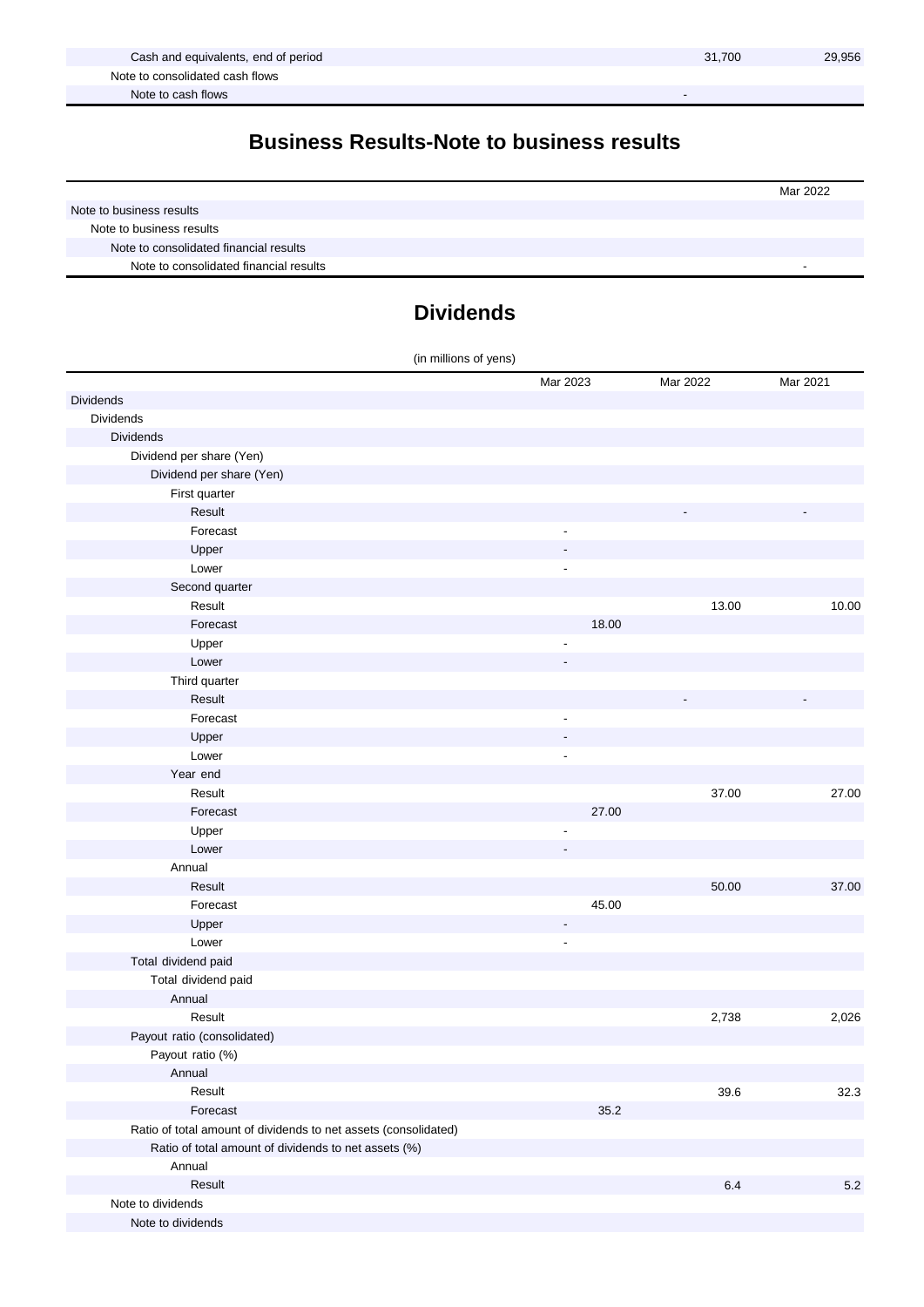| | | |
|---|---|---|
| Cash and equivalents, end of period | 31,700 | 29,956 |
| Note to consolidated cash flows | | |
| Note to cash flows | - | |

## Business Results-Note to business results

| | Mar 2022 |
|---|---|
| Note to business results | |
| Note to business results | |
| Note to consolidated financial results | |
| Note to consolidated financial results | - |

## Dividends

(in millions of yens)

| | Mar 2023 | Mar 2022 | Mar 2021 |
|---|---|---|---|
| Dividends | | | |
| Dividends | | | |
| Dividends | | | |
| Dividend per share (Yen) | | | |
| Dividend per share (Yen) | | | |
| First quarter | | | |
| Result | | - | - |
| Forecast | - | | |
| Upper | - | | |
| Lower | - | | |
| Second quarter | | | |
| Result | | 13.00 | 10.00 |
| Forecast | 18.00 | | |
| Upper | - | | |
| Lower | - | | |
| Third quarter | | | |
| Result | | - | - |
| Forecast | - | | |
| Upper | - | | |
| Lower | - | | |
| Year end | | | |
| Result | | 37.00 | 27.00 |
| Forecast | 27.00 | | |
| Upper | - | | |
| Lower | - | | |
| Annual | | | |
| Result | | 50.00 | 37.00 |
| Forecast | 45.00 | | |
| Upper | - | | |
| Lower | - | | |
| Total dividend paid | | | |
| Total dividend paid | | | |
| Annual | | | |
| Result | | 2,738 | 2,026 |
| Payout ratio (consolidated) | | | |
| Payout ratio (%) | | | |
| Annual | | | |
| Result | | 39.6 | 32.3 |
| Forecast | 35.2 | | |
| Ratio of total amount of dividends to net assets (consolidated) | | | |
| Ratio of total amount of dividends to net assets (%) | | | |
| Annual | | | |
| Result | | 6.4 | 5.2 |
| Note to dividends | | | |
| Note to dividends | | | |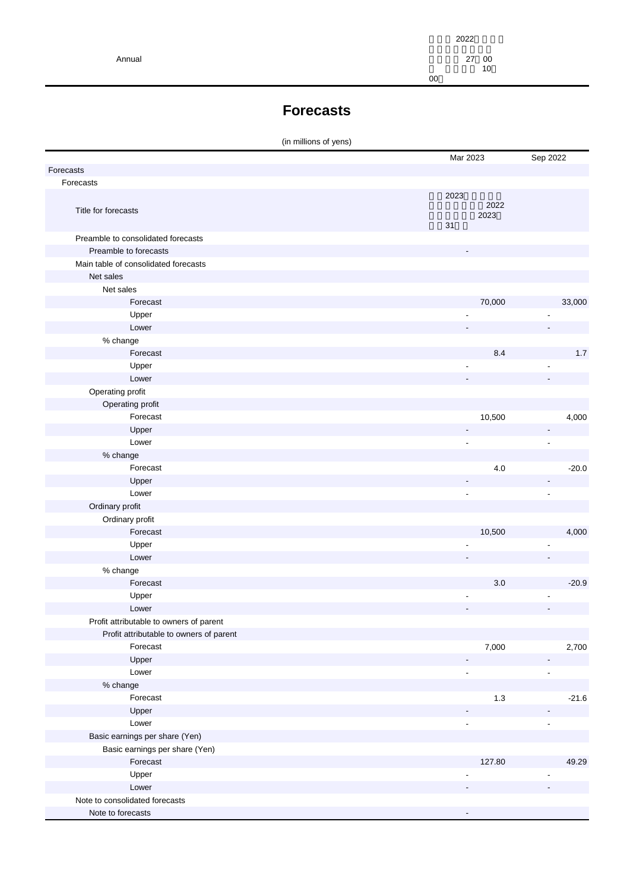# Forecasts

(in millions of yens)

| | Mar 2023 | Sep 2022 |
|---|---|---|
| Forecasts | | |
| Forecasts | | |
| Title for forecasts | 2023 2022 2023 31 | |
| Preamble to consolidated forecasts | | |
| Preamble to forecasts | - | |
| Main table of consolidated forecasts | | |
| Net sales | | |
| Net sales | | |
| Forecast | 70,000 | 33,000 |
| Upper | - | - |
| Lower | - | - |
| % change | | |
| Forecast | 8.4 | 1.7 |
| Upper | - | - |
| Lower | - | - |
| Operating profit | | |
| Operating profit | | |
| Forecast | 10,500 | 4,000 |
| Upper | - | - |
| Lower | - | - |
| % change | | |
| Forecast | 4.0 | -20.0 |
| Upper | - | - |
| Lower | - | - |
| Ordinary profit | | |
| Ordinary profit | | |
| Forecast | 10,500 | 4,000 |
| Upper | - | - |
| Lower | - | - |
| % change | | |
| Forecast | 3.0 | -20.9 |
| Upper | - | - |
| Lower | - | - |
| Profit attributable to owners of parent | | |
| Profit attributable to owners of parent | | |
| Forecast | 7,000 | 2,700 |
| Upper | - | - |
| Lower | - | - |
| % change | | |
| Forecast | 1.3 | -21.6 |
| Upper | - | - |
| Lower | - | - |
| Basic earnings per share (Yen) | | |
| Basic earnings per share (Yen) | | |
| Forecast | 127.80 | 49.29 |
| Upper | - | - |
| Lower | - | - |
| Note to consolidated forecasts | | |
| Note to forecasts | - | |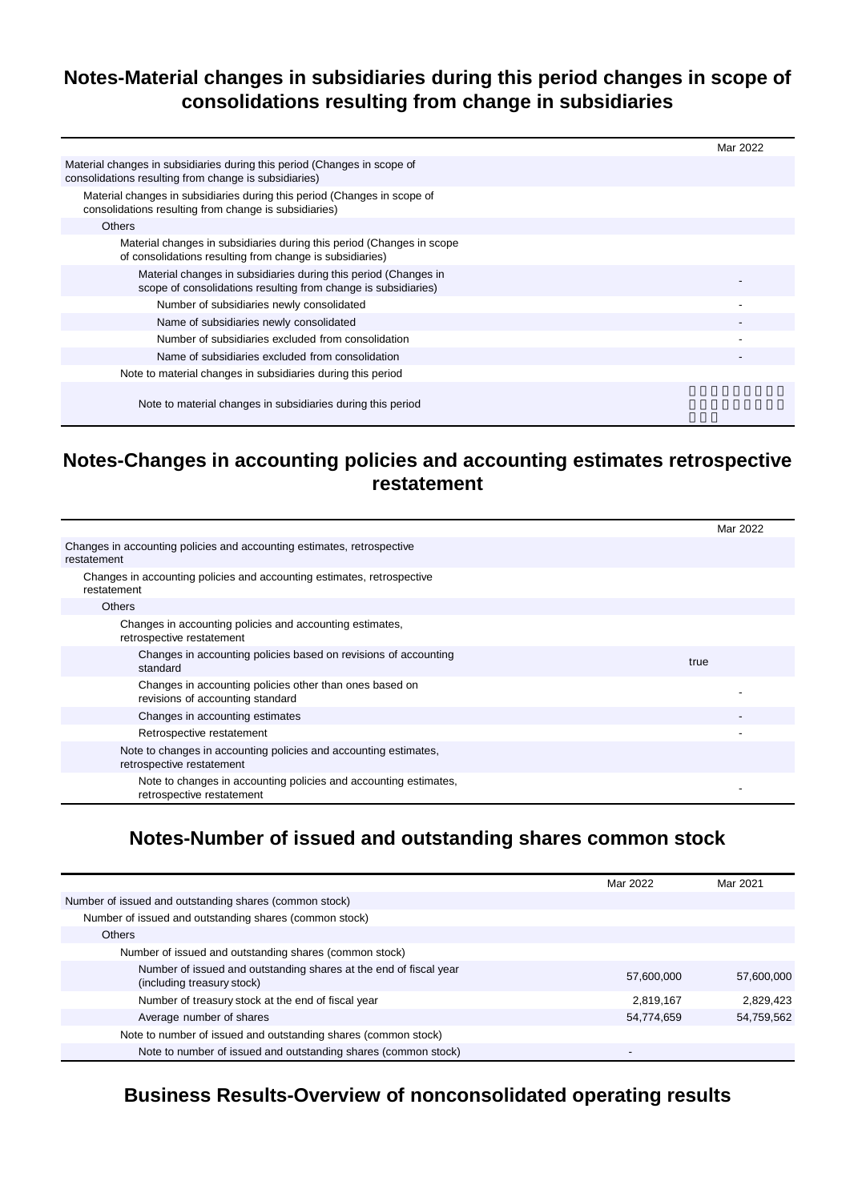## Notes-Material changes in subsidiaries during this period changes in scope of consolidations resulting from change in subsidiaries

| | Mar 2022 |
|---|---|
| Material changes in subsidiaries during this period (Changes in scope of consolidations resulting from change is subsidiaries) | |
| Material changes in subsidiaries during this period (Changes in scope of consolidations resulting from change is subsidiaries) | |
| Others | |
| Material changes in subsidiaries during this period (Changes in scope of consolidations resulting from change is subsidiaries) | |
| Material changes in subsidiaries during this period (Changes in scope of consolidations resulting from change is subsidiaries) | - |
| Number of subsidiaries newly consolidated | - |
| Name of subsidiaries newly consolidated | - |
| Number of subsidiaries excluded from consolidation | - |
| Name of subsidiaries excluded from consolidation | - |
| Note to material changes in subsidiaries during this period | |
| Note to material changes in subsidiaries during this period | □□□□□□□□□□□□□□□□□□□ |

## Notes-Changes in accounting policies and accounting estimates retrospective restatement

| | Mar 2022 |
|---|---|
| Changes in accounting policies and accounting estimates, retrospective restatement | |
| Changes in accounting policies and accounting estimates, retrospective restatement | |
| Others | |
| Changes in accounting policies and accounting estimates, retrospective restatement | |
| Changes in accounting policies based on revisions of accounting standard | true |
| Changes in accounting policies other than ones based on revisions of accounting standard | - |
| Changes in accounting estimates | - |
| Retrospective restatement | - |
| Note to changes in accounting policies and accounting estimates, retrospective restatement | |
| Note to changes in accounting policies and accounting estimates, retrospective restatement | - |

## Notes-Number of issued and outstanding shares common stock

| | Mar 2022 | Mar 2021 |
|---|---|---|
| Number of issued and outstanding shares (common stock) | | |
| Number of issued and outstanding shares (common stock) | | |
| Others | | |
| Number of issued and outstanding shares (common stock) | | |
| Number of issued and outstanding shares at the end of fiscal year (including treasury stock) | 57,600,000 | 57,600,000 |
| Number of treasury stock at the end of fiscal year | 2,819,167 | 2,829,423 |
| Average number of shares | 54,774,659 | 54,759,562 |
| Note to number of issued and outstanding shares (common stock) | | |
| Note to number of issued and outstanding shares (common stock) | - | |

## Business Results-Overview of nonconsolidated operating results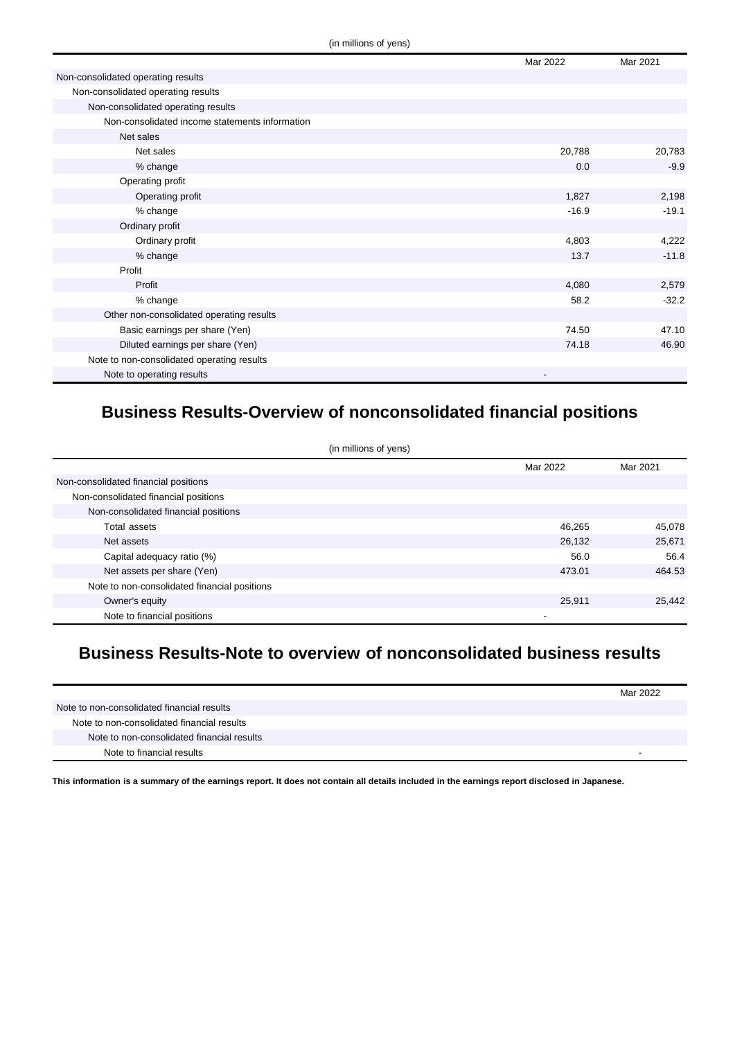(in millions of yens)

| | Mar 2022 | Mar 2021 |
|---|---|---|
| Non-consolidated operating results | | |
| Non-consolidated operating results | | |
| Non-consolidated operating results | | |
| Non-consolidated income statements information | | |
| Net sales | | |
| Net sales | 20,788 | 20,783 |
| % change | 0.0 | -9.9 |
| Operating profit | | |
| Operating profit | 1,827 | 2,198 |
| % change | -16.9 | -19.1 |
| Ordinary profit | | |
| Ordinary profit | 4,803 | 4,222 |
| % change | 13.7 | -11.8 |
| Profit | | |
| Profit | 4,080 | 2,579 |
| % change | 58.2 | -32.2 |
| Other non-consolidated operating results | | |
| Basic earnings per share (Yen) | 74.50 | 47.10 |
| Diluted earnings per share (Yen) | 74.18 | 46.90 |
| Note to non-consolidated operating results | | |
| Note to operating results | - | |

## Business Results-Overview of nonconsolidated financial positions

(in millions of yens)

| | Mar 2022 | Mar 2021 |
|---|---|---|
| Non-consolidated financial positions | | |
| Non-consolidated financial positions | | |
| Non-consolidated financial positions | | |
| Total assets | 46,265 | 45,078 |
| Net assets | 26,132 | 25,671 |
| Capital adequacy ratio (%) | 56.0 | 56.4 |
| Net assets per share (Yen) | 473.01 | 464.53 |
| Note to non-consolidated financial positions | | |
| Owner's equity | 25,911 | 25,442 |
| Note to financial positions | - | |

## Business Results-Note to overview of nonconsolidated business results

| | Mar 2022 |
|---|---|
| Note to non-consolidated financial results | |
| Note to non-consolidated financial results | |
| Note to non-consolidated financial results | |
| Note to financial results | - |

**This information is a summary of the earnings report. It does not contain all details included in the earnings report disclosed in Japanese.**